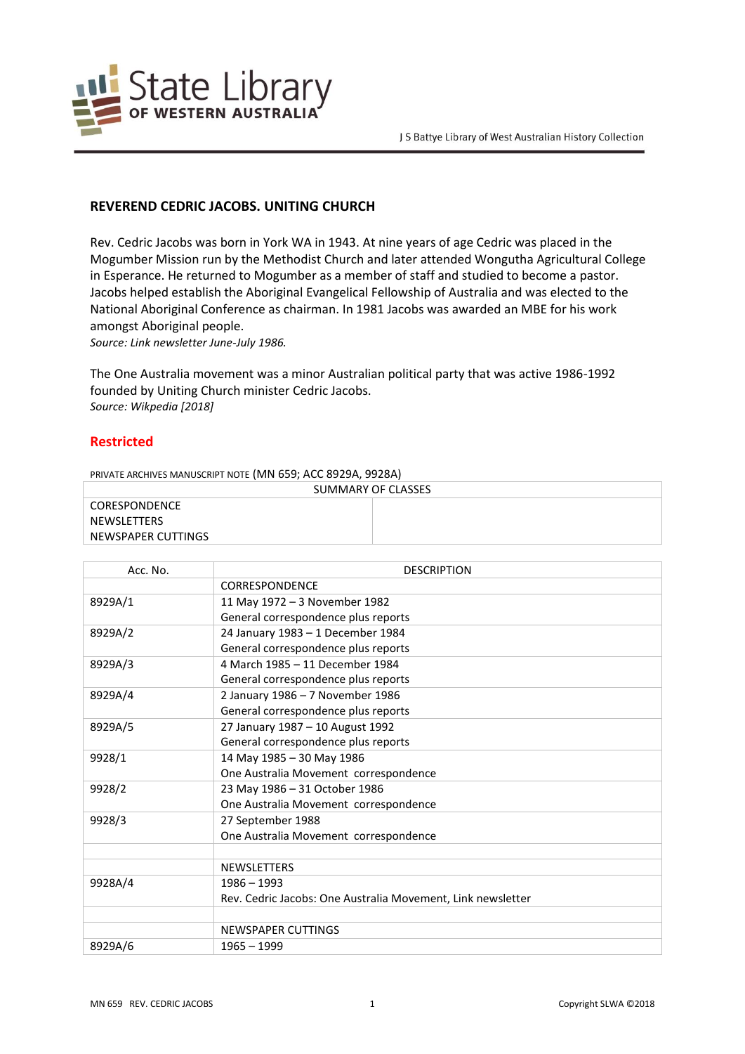J S Battye Library of West Australian History Collection

## REVEREND CEDRIC JACOBS. UNITING CHURCH

Rev. Cedric Jacobs was born in York WA in 1943. At nine years of age Cedric was placed in the Mogumber Mission run by the Methodist Church and later attended Wongutha Agricultural College in Esperance. He returned to Mogumber as a member of staff and studied to become a pastor. Jacobs helped establish the Aboriginal Evangelical Fellowship of Australia and was elected to the National Aboriginal Conference as chairman. In 1981 Jacobs was awarded an MBE for his work amongst Aboriginal people.
*Source: Link newsletter June-July 1986.*

The One Australia movement was a minor Australian political party that was active 1986-1992 founded by Uniting Church minister Cedric Jacobs.
*Source: Wikpedia [2018]*

**Restricted**

PRIVATE ARCHIVES MANUSCRIPT NOTE (MN 659; ACC 8929A, 9928A)

| SUMMARY OF CLASSES | |
|---|---|
| CORESPONDENCE<br>NEWSLETTERS<br>NEWSPAPER CUTTINGS | |

| Acc. No. | DESCRIPTION |
|---|---|
| | CORRESPONDENCE |
| 8929A/1 | 11 May 1972 – 3 November 1982<br>General correspondence plus reports |
| 8929A/2 | 24 January 1983 – 1 December 1984<br>General correspondence plus reports |
| 8929A/3 | 4 March 1985 – 11 December 1984<br>General correspondence plus reports |
| 8929A/4 | 2 January 1986 – 7 November 1986<br>General correspondence plus reports |
| 8929A/5 | 27 January 1987 – 10 August 1992<br>General correspondence plus reports |
| 9928/1 | 14 May 1985 – 30 May 1986<br>One Australia Movement correspondence |
| 9928/2 | 23 May 1986 – 31 October 1986<br>One Australia Movement correspondence |
| 9928/3 | 27 September 1988<br>One Australia Movement correspondence |
| | |
| | NEWSLETTERS |
| 9928A/4 | 1986 – 1993<br>Rev. Cedric Jacobs: One Australia Movement, Link newsletter |
| | |
| | NEWSPAPER CUTTINGS |
| 8929A/6 | 1965 – 1999 |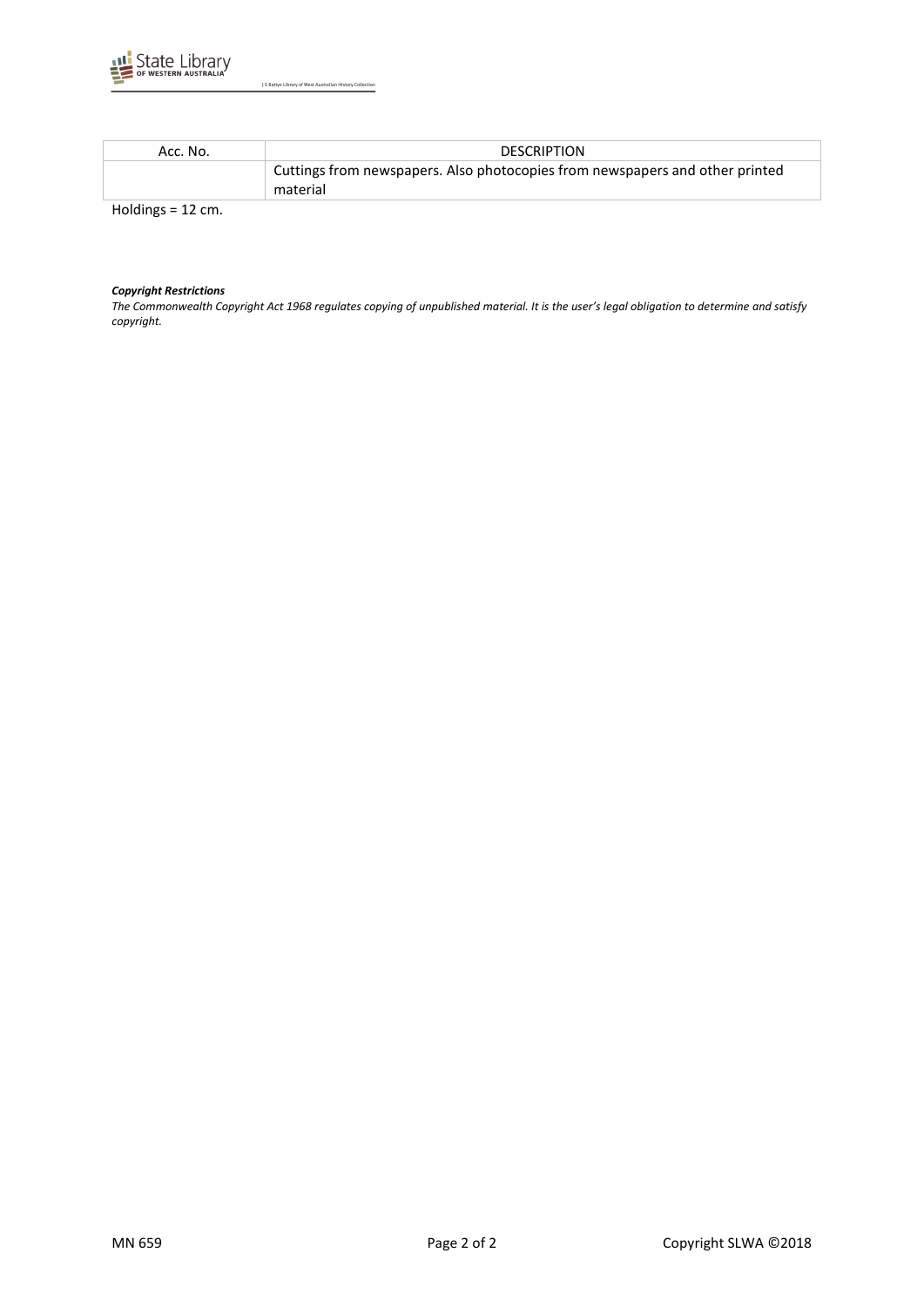| Acc. No. | DESCRIPTION |
| --- | --- |
| | Cuttings from newspapers. Also photocopies from newspapers and other printed material |

Holdings = 12 cm.

***Copyright Restrictions***

*The Commonwealth Copyright Act 1968 regulates copying of unpublished material. It is the user's legal obligation to determine and satisfy copyright.*